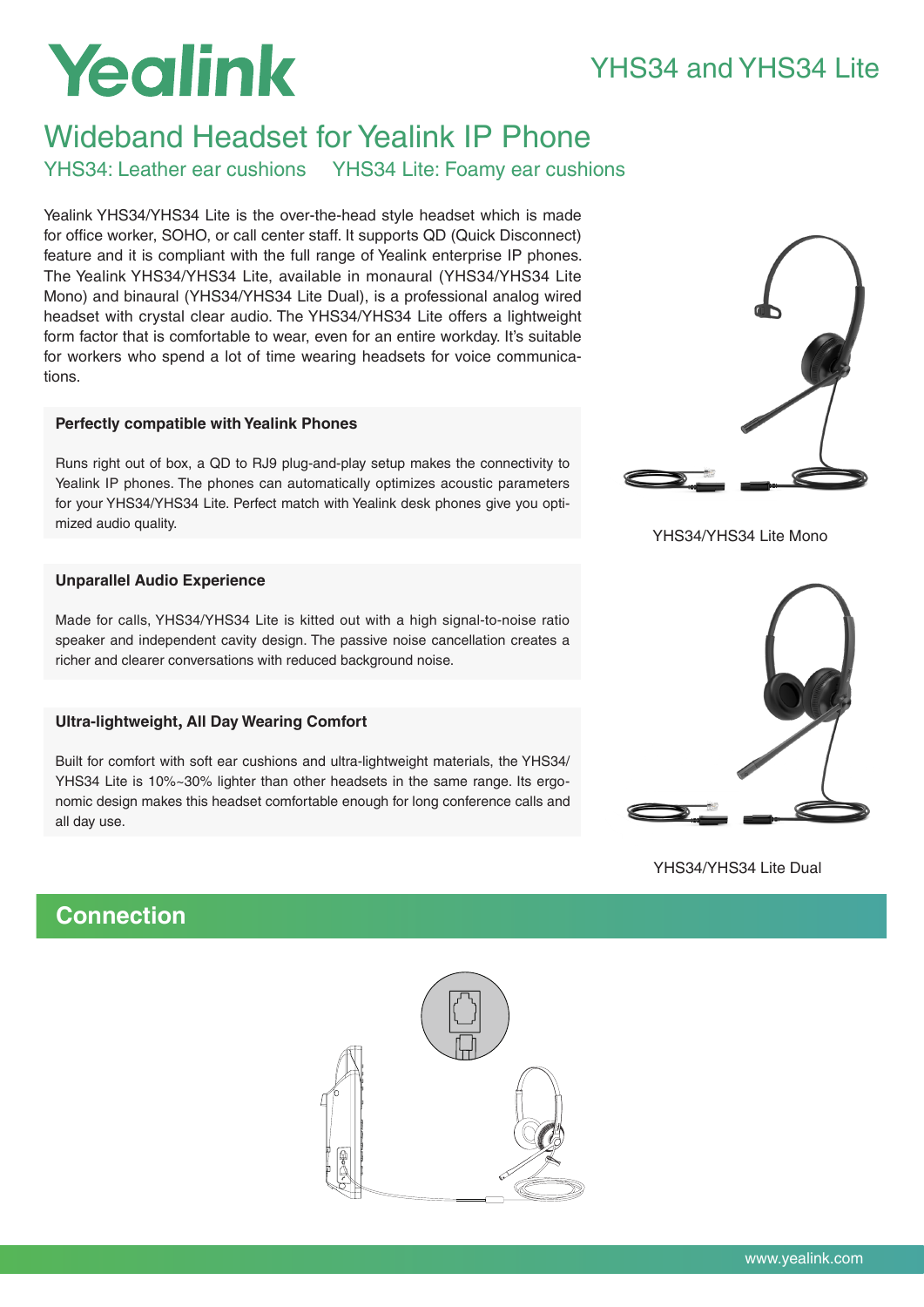# Yealink

## YHS34 and YHS34 Lite

# Wideband Headset for Yealink IP Phone

YHS34: Leather ear cushions    YHS34 Lite: Foamy ear cushions

Yealink YHS34/YHS34 Lite is the over-the-head style headset which is made for office worker, SOHO, or call center staff. It supports QD (Quick Disconnect) feature and it is compliant with the full range of Yealink enterprise IP phones. The Yealink YHS34/YHS34 Lite, available in monaural (YHS34/YHS34 Lite Mono) and binaural (YHS34/YHS34 Lite Dual), is a professional analog wired headset with crystal clear audio. The YHS34/YHS34 Lite offers a lightweight form factor that is comfortable to wear, even for an entire workday. It's suitable for workers who spend a lot of time wearing headsets for voice communications.

### Perfectly compatible with Yealink Phones

Runs right out of box, a QD to RJ9 plug-and-play setup makes the connectivity to Yealink IP phones. The phones can automatically optimizes acoustic parameters for your YHS34/YHS34 Lite. Perfect match with Yealink desk phones give you optimized audio quality.

### Unparallel Audio Experience

Made for calls, YHS34/YHS34 Lite is kitted out with a high signal-to-noise ratio speaker and independent cavity design. The passive noise cancellation creates a richer and clearer conversations with reduced background noise.

### Ultra-lightweight, All Day Wearing Comfort

Built for comfort with soft ear cushions and ultra-lightweight materials, the YHS34/YHS34 Lite is 10%~30% lighter than other headsets in the same range. Its ergonomic design makes this headset comfortable enough for long conference calls and all day use.

YHS34/YHS34 Lite Mono

YHS34/YHS34 Lite Dual

## Connection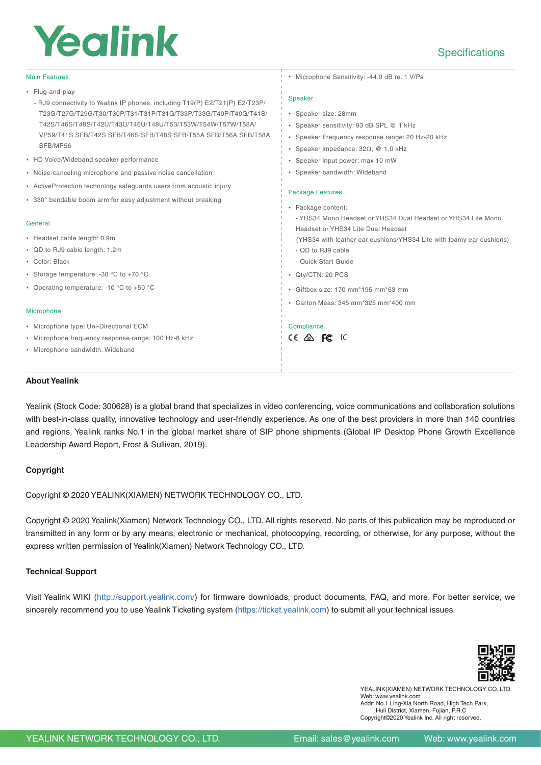# Yealink

## Specifications

### Main Features

- Plug-and-play
  - RJ9 connectivity to Yealink IP phones, including T19(P) E2/T21(P) E2/T23P/ T23G/T27G/T29G/T30/T30P/T31/T31P/T31G/T33P/T33G/T40P/T40G/T41S/ T42S/T46S/T48S/T42U/T43U/T46U/T48U/T53/T53W/T54W/T57W/T58A/ VP59/T41S SFB/T42S SFB/T46S SFB/T48S SFB/T55A SFB/T56A SFB/T58A SFB/MP56
- HD Voice/Wideband speaker performance
- Noise-canceling microphone and passive noise cancellation
- ActiveProtection technology safeguards users from acoustic injury
- 330° bendable boom arm for easy adjustment without breaking

### General

- Headset cable length: 0.9m
- QD to RJ9 cable length: 1.2m
- Color: Black
- Storage temperature: -30 °C to +70 °C
- Operating temperature: -10 °C to +50 °C

### Microphone

- Microphone type: Uni-Directional ECM
- Microphone frequency response range: 100 Hz-8 kHz
- Microphone bandwidth: Wideband
- Microphone Sensitivity: -44.0 dB re. 1 V/Pa

### Speaker

- Speaker size: 28mm
- Speaker sensitivity: 93 dB SPL @ 1 kHz
- Speaker Frequency response range: 20 Hz-20 kHz
- Speaker impedance: 32Ω, @ 1.0 kHz
- Speaker input power: max 10 mW
- Speaker bandwidth: Wideband

### Package Features

- Package content:
  - YHS34 Mono Headset or YHS34 Dual Headset or YHS34 Lite Mono Headset or YHS34 Lite Dual Headset (YHS34 with leather ear cushions/YHS34 Lite with foamy ear cushions)
  - QD to RJ9 cable
  - Quick Start Guide
- Qty/CTN: 20 PCS
- Giftbox size: 170 mm*195 mm*63 mm
- Carton Meas: 345 mm*325 mm*400 mm

### Compliance

CE FC IC

### About Yealink

Yealink (Stock Code: 300628) is a global brand that specializes in video conferencing, voice communications and collaboration solutions with best-in-class quality, innovative technology and user-friendly experience. As one of the best providers in more than 140 countries and regions, Yealink ranks No.1 in the global market share of SIP phone shipments (Global IP Desktop Phone Growth Excellence Leadership Award Report, Frost & Sullivan, 2019).

### Copyright

Copyright © 2020 YEALINK(XIAMEN) NETWORK TECHNOLOGY CO., LTD.

Copyright © 2020 Yealink(Xiamen) Network Technology CO., LTD. All rights reserved. No parts of this publication may be reproduced or transmitted in any form or by any means, electronic or mechanical, photocopying, recording, or otherwise, for any purpose, without the express written permission of Yealink(Xiamen) Network Technology CO., LTD.

### Technical Support

Visit Yealink WIKI (http://support.yealink.com/) for firmware downloads, product documents, FAQ, and more. For better service, we sincerely recommend you to use Yealink Ticketing system (https://ticket.yealink.com) to submit all your technical issues.

YEALINK(XIAMEN) NETWORK TECHNOLOGY CO.,LTD.
Web: www.yealink.com
Addr: No.1 Ling-Xia North Road, High Tech Park, Huli District, Xiamen, Fujian, P.R.C
Copyright©2020 Yealink Inc. All right reserved.

YEALINK NETWORK TECHNOLOGY CO., LTD. Email: sales@yealink.com Web: www.yealink.com